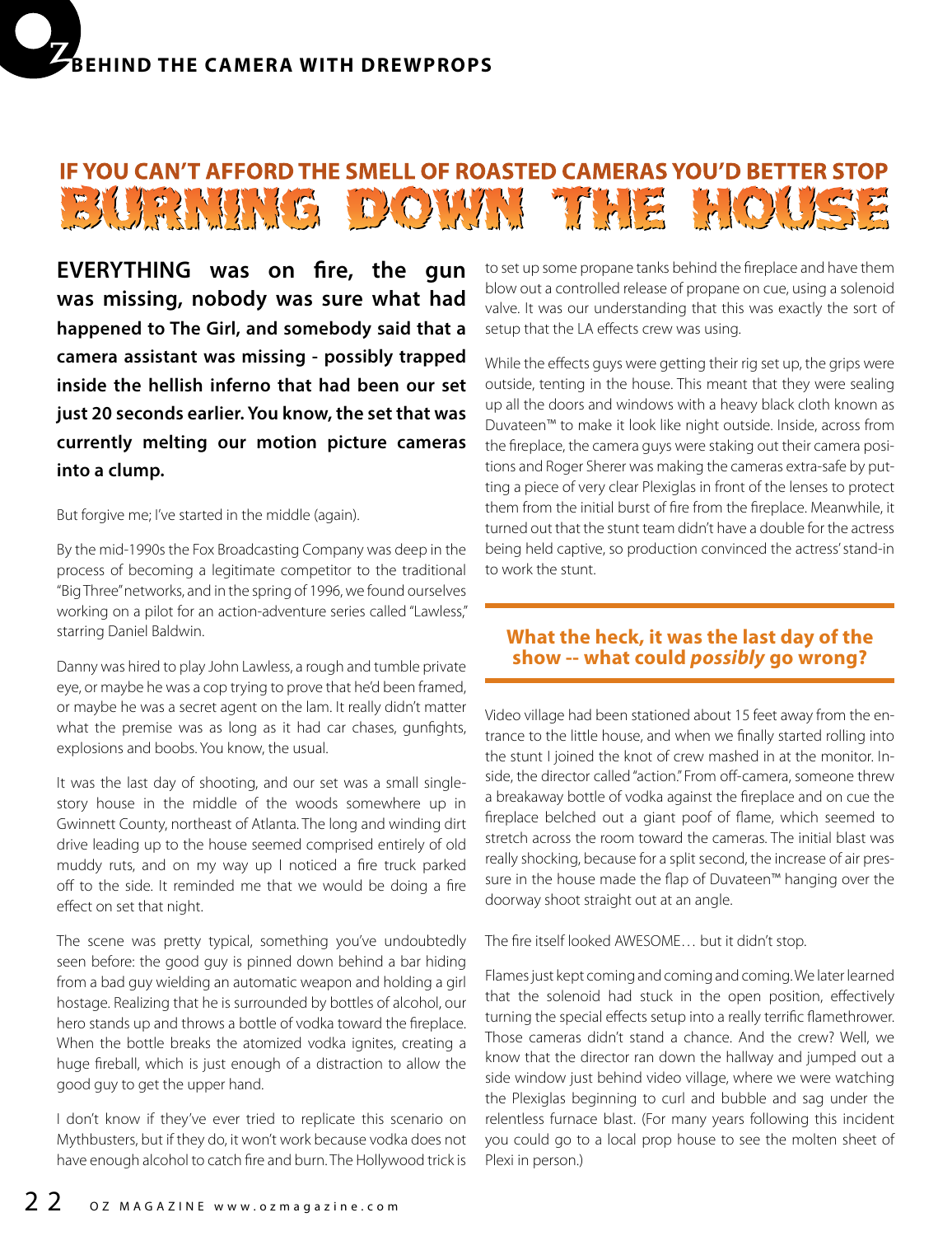## BEHIND THE CAMERA WITH DREWPROPS

### IF YOU CAN'T AFFORD THE SMELL OF ROASTED CAMERAS YOU'D BETTER STOP

# BURNING DOWN THE HOUSE

**EVERYTHING was on fire, the gun was missing, nobody was sure what had happened to The Girl, and somebody said that a camera assistant was missing - possibly trapped inside the hellish inferno that had been our set just 20 seconds earlier. You know, the set that was currently melting our motion picture cameras into a clump.**

But forgive me; I've started in the middle (again).

By the mid-1990s the Fox Broadcasting Company was deep in the process of becoming a legitimate competitor to the traditional "Big Three" networks, and in the spring of 1996, we found ourselves working on a pilot for an action-adventure series called "Lawless," starring Daniel Baldwin.

Danny was hired to play John Lawless, a rough and tumble private eye, or maybe he was a cop trying to prove that he'd been framed, or maybe he was a secret agent on the lam. It really didn't matter what the premise was as long as it had car chases, gunfights, explosions and boobs. You know, the usual.

It was the last day of shooting, and our set was a small single-story house in the middle of the woods somewhere up in Gwinnett County, northeast of Atlanta. The long and winding dirt drive leading up to the house seemed comprised entirely of old muddy ruts, and on my way up I noticed a fire truck parked off to the side. It reminded me that we would be doing a fire effect on set that night.

The scene was pretty typical, something you've undoubtedly seen before: the good guy is pinned down behind a bar hiding from a bad guy wielding an automatic weapon and holding a girl hostage. Realizing that he is surrounded by bottles of alcohol, our hero stands up and throws a bottle of vodka toward the fireplace. When the bottle breaks the atomized vodka ignites, creating a huge fireball, which is just enough of a distraction to allow the good guy to get the upper hand.

I don't know if they've ever tried to replicate this scenario on Mythbusters, but if they do, it won't work because vodka does not have enough alcohol to catch fire and burn. The Hollywood trick is to set up some propane tanks behind the fireplace and have them blow out a controlled release of propane on cue, using a solenoid valve. It was our understanding that this was exactly the sort of setup that the LA effects crew was using.

While the effects guys were getting their rig set up, the grips were outside, tenting in the house. This meant that they were sealing up all the doors and windows with a heavy black cloth known as Duvateen™ to make it look like night outside. Inside, across from the fireplace, the camera guys were staking out their camera positions and Roger Sherer was making the cameras extra-safe by putting a piece of very clear Plexiglas in front of the lenses to protect them from the initial burst of fire from the fireplace. Meanwhile, it turned out that the stunt team didn't have a double for the actress being held captive, so production convinced the actress' stand-in to work the stunt.

> **What the heck, it was the last day of the show -- what could *possibly* go wrong?**

Video village had been stationed about 15 feet away from the entrance to the little house, and when we finally started rolling into the stunt I joined the knot of crew mashed in at the monitor. Inside, the director called "action." From off-camera, someone threw a breakaway bottle of vodka against the fireplace and on cue the fireplace belched out a giant poof of flame, which seemed to stretch across the room toward the cameras. The initial blast was really shocking, because for a split second, the increase of air pressure in the house made the flap of Duvateen™ hanging over the doorway shoot straight out at an angle.

The fire itself looked AWESOME… but it didn't stop.

Flames just kept coming and coming and coming. We later learned that the solenoid had stuck in the open position, effectively turning the special effects setup into a really terrific flamethrower. Those cameras didn't stand a chance. And the crew? Well, we know that the director ran down the hallway and jumped out a side window just behind video village, where we were watching the Plexiglas beginning to curl and bubble and sag under the relentless furnace blast. (For many years following this incident you could go to a local prop house to see the molten sheet of Plexi in person.)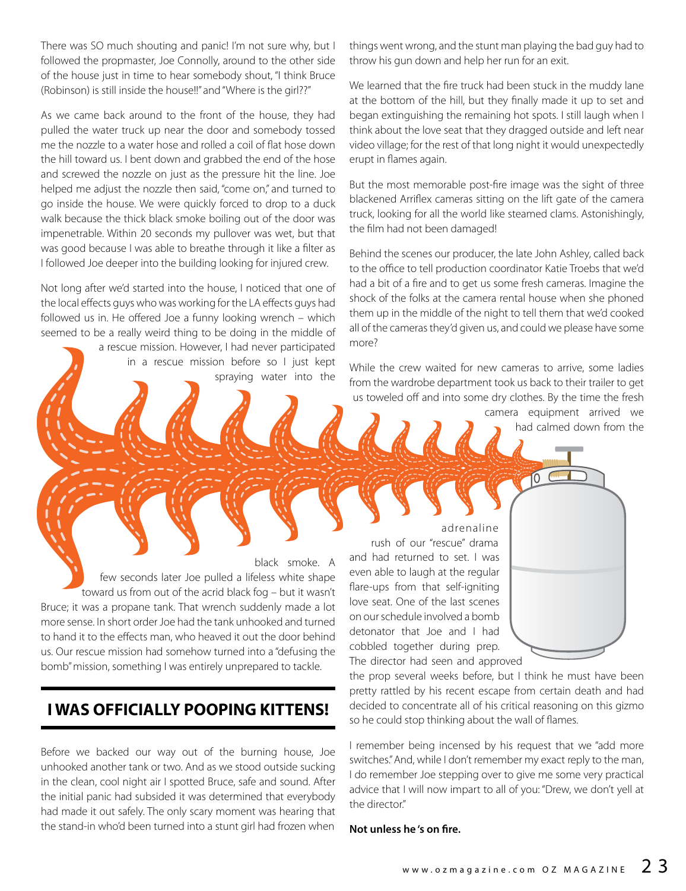There was SO much shouting and panic! I'm not sure why, but I followed the propmaster, Joe Connolly, around to the other side of the house just in time to hear somebody shout, "I think Bruce (Robinson) is still inside the house!!" and "Where is the girl??"

As we came back around to the front of the house, they had pulled the water truck up near the door and somebody tossed me the nozzle to a water hose and rolled a coil of flat hose down the hill toward us. I bent down and grabbed the end of the hose and screwed the nozzle on just as the pressure hit the line. Joe helped me adjust the nozzle then said, "come on," and turned to go inside the house. We were quickly forced to drop to a duck walk because the thick black smoke boiling out of the door was impenetrable. Within 20 seconds my pullover was wet, but that was good because I was able to breathe through it like a filter as I followed Joe deeper into the building looking for injured crew.

Not long after we'd started into the house, I noticed that one of the local effects guys who was working for the LA effects guys had followed us in. He offered Joe a funny looking wrench – which seemed to be a really weird thing to be doing in the middle of a rescue mission. However, I had never participated in a rescue mission before so I just kept spraying water into the black smoke. A few seconds later Joe pulled a lifeless white shape toward us from out of the acrid black fog – but it wasn't Bruce; it was a propane tank. That wrench suddenly made a lot more sense. In short order Joe had the tank unhooked and turned to hand it to the effects man, who heaved it out the door behind us. Our rescue mission had somehow turned into a "defusing the bomb" mission, something I was entirely unprepared to tackle.

## I WAS OFFICIALLY POOPING KITTENS!

Before we backed our way out of the burning house, Joe unhooked another tank or two. And as we stood outside sucking in the clean, cool night air I spotted Bruce, safe and sound. After the initial panic had subsided it was determined that everybody had made it out safely. The only scary moment was hearing that the stand-in who'd been turned into a stunt girl had frozen when things went wrong, and the stunt man playing the bad guy had to throw his gun down and help her run for an exit.

We learned that the fire truck had been stuck in the muddy lane at the bottom of the hill, but they finally made it up to set and began extinguishing the remaining hot spots. I still laugh when I think about the love seat that they dragged outside and left near video village; for the rest of that long night it would unexpectedly erupt in flames again.

But the most memorable post-fire image was the sight of three blackened Arriflex cameras sitting on the lift gate of the camera truck, looking for all the world like steamed clams. Astonishingly, the film had not been damaged!

Behind the scenes our producer, the late John Ashley, called back to the office to tell production coordinator Katie Troebs that we'd had a bit of a fire and to get us some fresh cameras. Imagine the shock of the folks at the camera rental house when she phoned them up in the middle of the night to tell them that we'd cooked all of the cameras they'd given us, and could we please have some more?

While the crew waited for new cameras to arrive, some ladies from the wardrobe department took us back to their trailer to get us toweled off and into some dry clothes. By the time the fresh camera equipment arrived we had calmed down from the adrenaline rush of our "rescue" drama and had returned to set. I was even able to laugh at the regular flare-ups from that self-igniting love seat. One of the last scenes on our schedule involved a bomb detonator that Joe and I had cobbled together during prep. The director had seen and approved the prop several weeks before, but I think he must have been pretty rattled by his recent escape from certain death and had decided to concentrate all of his critical reasoning on this gizmo so he could stop thinking about the wall of flames.

I remember being incensed by his request that we "add more switches." And, while I don't remember my exact reply to the man, I do remember Joe stepping over to give me some very practical advice that I will now impart to all of you: "Drew, we don't yell at the director."

**Not unless he's on fire.**